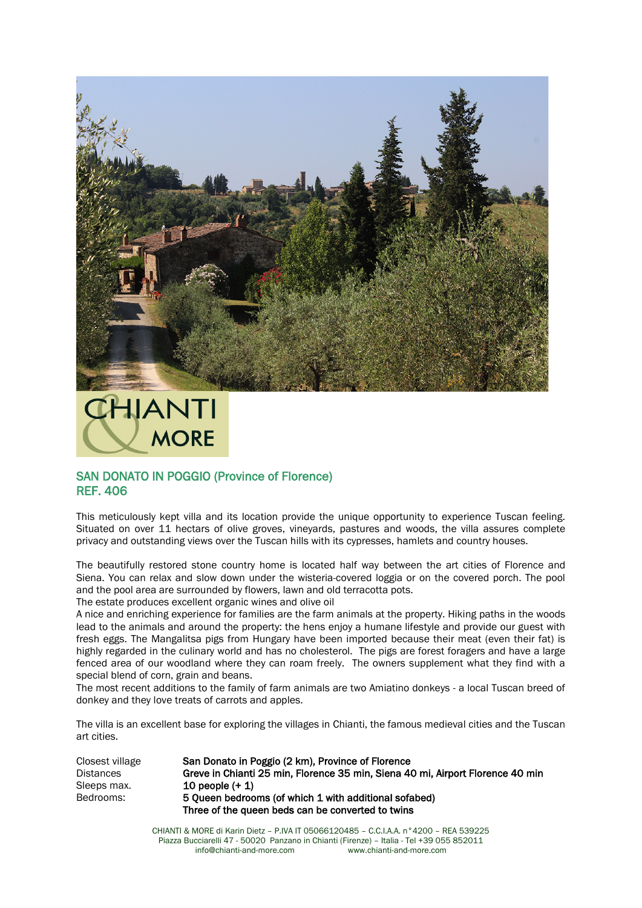CHIANTI & MORE

## SAN DONATO IN POGGIO (Province of Florence)
## REF. 406

This meticulously kept villa and its location provide the unique opportunity to experience Tuscan feeling. Situated on over 11 hectars of olive groves, vineyards, pastures and woods, the villa assures complete privacy and outstanding views over the Tuscan hills with its cypresses, hamlets and country houses.

The beautifully restored stone country home is located half way between the art cities of Florence and Siena. You can relax and slow down under the wisteria-covered loggia or on the covered porch. The pool and the pool area are surrounded by flowers, lawn and old terracotta pots.
The estate produces excellent organic wines and olive oil
A nice and enriching experience for families are the farm animals at the property. Hiking paths in the woods lead to the animals and around the property: the hens enjoy a humane lifestyle and provide our guest with fresh eggs. The Mangalitsa pigs from Hungary have been imported because their meat (even their fat) is highly regarded in the culinary world and has no cholesterol. The pigs are forest foragers and have a large fenced area of our woodland where they can roam freely. The owners supplement what they find with a special blend of corn, grain and beans.
The most recent additions to the family of farm animals are two Amiatino donkeys - a local Tuscan breed of donkey and they love treats of carrots and apples.

The villa is an excellent base for exploring the villages in Chianti, the famous medieval cities and the Tuscan art cities.

| | |
|---|---|
| Closest village | **San Donato in Poggio (2 km), Province of Florence** |
| Distances | **Greve in Chianti 25 min, Florence 35 min, Siena 40 mi, Airport Florence 40 min** |
| Sleeps max. | **10 people (+ 1)** |
| Bedrooms: | **5 Queen bedrooms (of which 1 with additional sofabed)** |
| | **Three of the queen beds can be converted to twins** |

CHIANTI & MORE di Karin Dietz – P.IVA IT 05066120485 – C.C.I.A.A. n°4200 – REA 539225
Piazza Bucciarelli 47 - 50020 Panzano in Chianti (Firenze) – Italia - Tel +39 055 852011
info@chianti-and-more.com www.chianti-and-more.com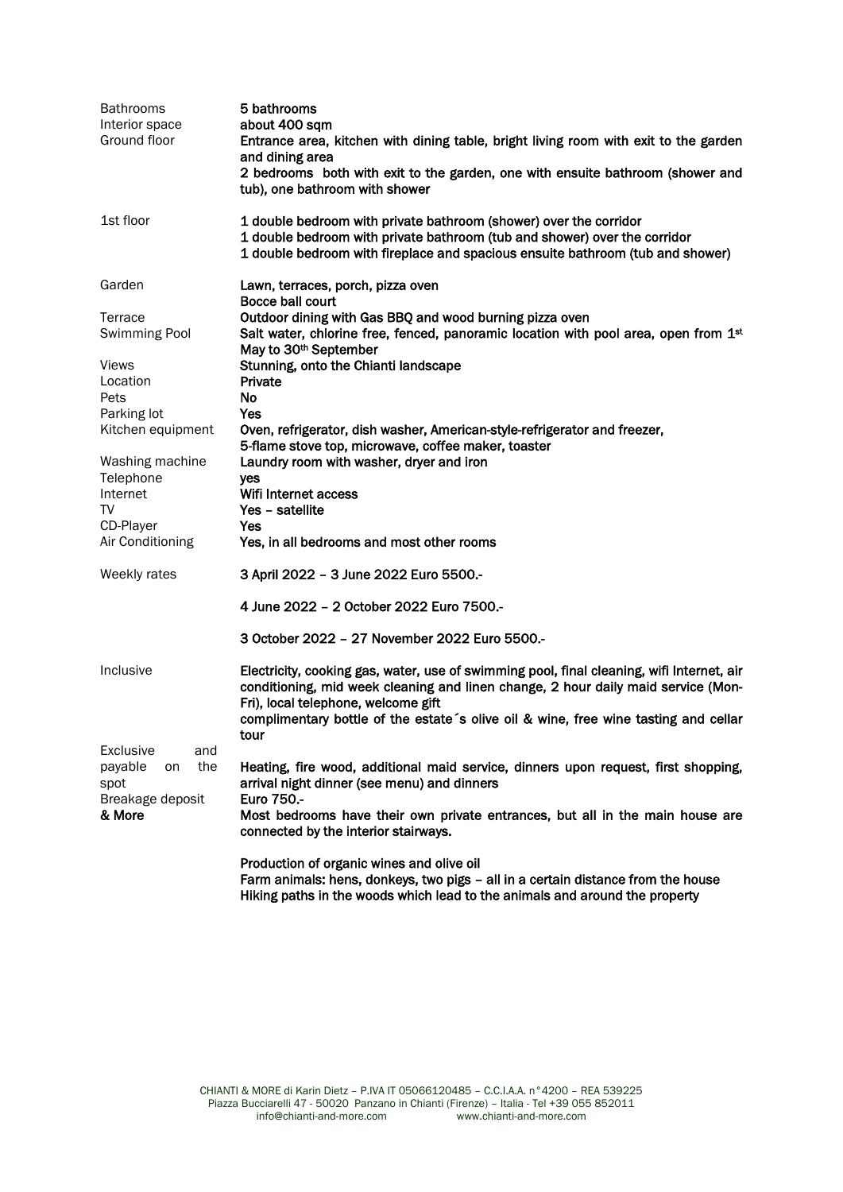| | |
|---|---|
| Bathrooms | **5 bathrooms** |
| Interior space | **about 400 sqm** |
| Ground floor | **Entrance area, kitchen with dining table, bright living room with exit to the garden and dining area**<br>**2 bedrooms both with exit to the garden, one with ensuite bathroom (shower and tub), one bathroom with shower** |
| 1st floor | **1 double bedroom with private bathroom (shower) over the corridor**<br>**1 double bedroom with private bathroom (tub and shower) over the corridor**<br>**1 double bedroom with fireplace and spacious ensuite bathroom (tub and shower)** |
| Garden | **Lawn, terraces, porch, pizza oven**<br>**Bocce ball court** |
| Terrace | **Outdoor dining with Gas BBQ and wood burning pizza oven** |
| Swimming Pool | **Salt water, chlorine free, fenced, panoramic location with pool area, open from 1st May to 30th September** |
| Views | **Stunning, onto the Chianti landscape** |
| Location | **Private** |
| Pets | **No** |
| Parking lot | **Yes** |
| Kitchen equipment | **Oven, refrigerator, dish washer, American-style-refrigerator and freezer, 5-flame stove top, microwave, coffee maker, toaster** |
| Washing machine | **Laundry room with washer, dryer and iron** |
| Telephone | **yes** |
| Internet | **Wifi Internet access** |
| TV | **Yes – satellite** |
| CD-Player | **Yes** |
| Air Conditioning | **Yes, in all bedrooms and most other rooms** |
| Weekly rates | **3 April 2022 – 3 June 2022 Euro 5500.-**<br>**4 June 2022 – 2 October 2022 Euro 7500.-**<br>**3 October 2022 – 27 November 2022 Euro 5500.-** |
| Inclusive | **Electricity, cooking gas, water, use of swimming pool, final cleaning, wifi Internet, air conditioning, mid week cleaning and linen change, 2 hour daily maid service (Mon-Fri), local telephone, welcome gift**<br>**complimentary bottle of the estate´s olive oil & wine, free wine tasting and cellar tour** |
| Exclusive and payable on the spot | **Heating, fire wood, additional maid service, dinners upon request, first shopping, arrival night dinner (see menu) and dinners** |
| Breakage deposit | **Euro 750.-** |
| **& More** | **Most bedrooms have their own private entrances, but all in the main house are connected by the interior stairways.**<br>**Production of organic wines and olive oil**<br>**Farm animals: hens, donkeys, two pigs – all in a certain distance from the house**<br>**Hiking paths in the woods which lead to the animals and around the property** |

CHIANTI & MORE di Karin Dietz – P.IVA IT 05066120485 – C.C.I.A.A. n°4200 – REA 539225
Piazza Bucciarelli 47 - 50020 Panzano in Chianti (Firenze) – Italia - Tel +39 055 852011
info@chianti-and-more.com www.chianti-and-more.com